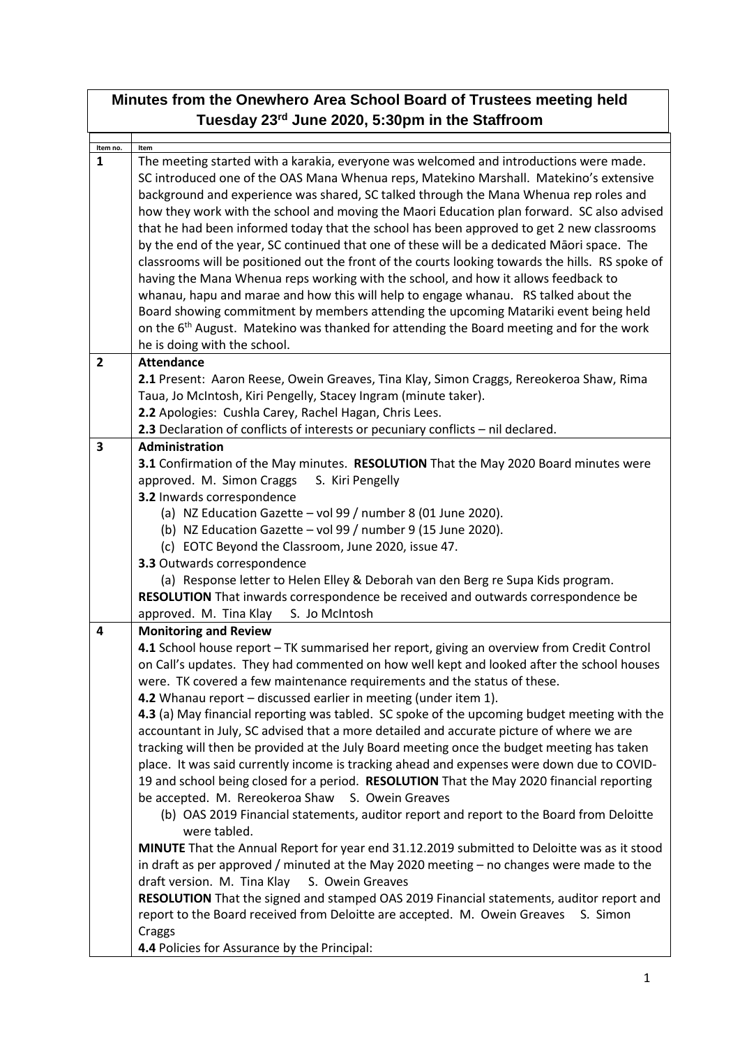# Minutes from the Onewhero Area School Board of Trustees meeting held Tuesday 23rd June 2020, 5:30pm in the Staffroom

| Item no. | Item |
|---|---|
| 1 | The meeting started with a karakia, everyone was welcomed and introductions were made. SC introduced one of the OAS Mana Whenua reps, Matekino Marshall. Matekino's extensive background and experience was shared, SC talked through the Mana Whenua rep roles and how they work with the school and moving the Maori Education plan forward. SC also advised that he had been informed today that the school has been approved to get 2 new classrooms by the end of the year, SC continued that one of these will be a dedicated Māori space. The classrooms will be positioned out the front of the courts looking towards the hills. RS spoke of having the Mana Whenua reps working with the school, and how it allows feedback to whanau, hapu and marae and how this will help to engage whanau. RS talked about the Board showing commitment by members attending the upcoming Matariki event being held on the 6th August. Matekino was thanked for attending the Board meeting and for the work he is doing with the school. |
| 2 | **Attendance**<br>**2.1** Present: Aaron Reese, Owein Greaves, Tina Klay, Simon Craggs, Rereokeroa Shaw, Rima Taua, Jo McIntosh, Kiri Pengelly, Stacey Ingram (minute taker).<br>**2.2** Apologies: Cushla Carey, Rachel Hagan, Chris Lees.<br>**2.3** Declaration of conflicts of interests or pecuniary conflicts – nil declared. |
| 3 | **Administration**<br>**3.1** Confirmation of the May minutes. **RESOLUTION** That the May 2020 Board minutes were approved. M. Simon Craggs S. Kiri Pengelly<br>**3.2** Inwards correspondence<br>(a) NZ Education Gazette – vol 99 / number 8 (01 June 2020).<br>(b) NZ Education Gazette – vol 99 / number 9 (15 June 2020).<br>(c) EOTC Beyond the Classroom, June 2020, issue 47.<br>**3.3** Outwards correspondence<br>(a) Response letter to Helen Elley & Deborah van den Berg re Supa Kids program.<br>**RESOLUTION** That inwards correspondence be received and outwards correspondence be approved. M. Tina Klay S. Jo McIntosh |
| 4 | **Monitoring and Review**<br>**4.1** School house report – TK summarised her report, giving an overview from Credit Control on Call's updates. They had commented on how well kept and looked after the school houses were. TK covered a few maintenance requirements and the status of these.<br>**4.2** Whanau report – discussed earlier in meeting (under item 1).<br>**4.3** (a) May financial reporting was tabled. SC spoke of the upcoming budget meeting with the accountant in July, SC advised that a more detailed and accurate picture of where we are tracking will then be provided at the July Board meeting once the budget meeting has taken place. It was said currently income is tracking ahead and expenses were down due to COVID-19 and school being closed for a period. **RESOLUTION** That the May 2020 financial reporting be accepted. M. Rereokeroa Shaw S. Owein Greaves<br>(b) OAS 2019 Financial statements, auditor report and report to the Board from Deloitte were tabled.<br>**MINUTE** That the Annual Report for year end 31.12.2019 submitted to Deloitte was as it stood in draft as per approved / minuted at the May 2020 meeting – no changes were made to the draft version. M. Tina Klay S. Owein Greaves<br>**RESOLUTION** That the signed and stamped OAS 2019 Financial statements, auditor report and report to the Board received from Deloitte are accepted. M. Owein Greaves S. Simon Craggs<br>**4.4** Policies for Assurance by the Principal: |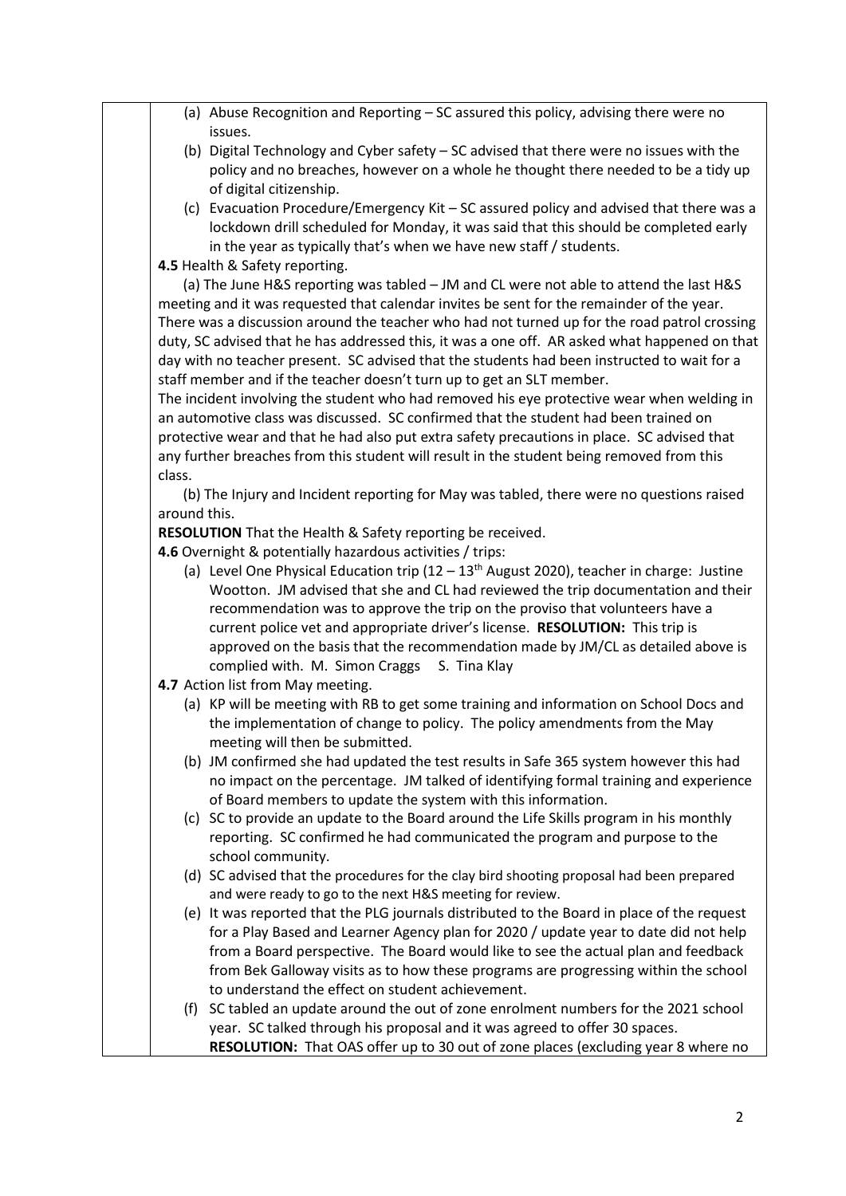(a) Abuse Recognition and Reporting – SC assured this policy, advising there were no issues.

(b) Digital Technology and Cyber safety – SC advised that there were no issues with the policy and no breaches, however on a whole he thought there needed to be a tidy up of digital citizenship.

(c) Evacuation Procedure/Emergency Kit – SC assured policy and advised that there was a lockdown drill scheduled for Monday, it was said that this should be completed early in the year as typically that's when we have new staff / students.

**4.5** Health & Safety reporting.

(a) The June H&S reporting was tabled – JM and CL were not able to attend the last H&S meeting and it was requested that calendar invites be sent for the remainder of the year. There was a discussion around the teacher who had not turned up for the road patrol crossing duty, SC advised that he has addressed this, it was a one off. AR asked what happened on that day with no teacher present. SC advised that the students had been instructed to wait for a staff member and if the teacher doesn't turn up to get an SLT member.

The incident involving the student who had removed his eye protective wear when welding in an automotive class was discussed. SC confirmed that the student had been trained on protective wear and that he had also put extra safety precautions in place. SC advised that any further breaches from this student will result in the student being removed from this class.

(b) The Injury and Incident reporting for May was tabled, there were no questions raised around this.

**RESOLUTION** That the Health & Safety reporting be received.

**4.6** Overnight & potentially hazardous activities / trips:

(a) Level One Physical Education trip (12 – 13th August 2020), teacher in charge: Justine Wootton. JM advised that she and CL had reviewed the trip documentation and their recommendation was to approve the trip on the proviso that volunteers have a current police vet and appropriate driver's license. **RESOLUTION:** This trip is approved on the basis that the recommendation made by JM/CL as detailed above is complied with. M. Simon Craggs S. Tina Klay

**4.7** Action list from May meeting.

(a) KP will be meeting with RB to get some training and information on School Docs and the implementation of change to policy. The policy amendments from the May meeting will then be submitted.

(b) JM confirmed she had updated the test results in Safe 365 system however this had no impact on the percentage. JM talked of identifying formal training and experience of Board members to update the system with this information.

(c) SC to provide an update to the Board around the Life Skills program in his monthly reporting. SC confirmed he had communicated the program and purpose to the school community.

(d) SC advised that the procedures for the clay bird shooting proposal had been prepared and were ready to go to the next H&S meeting for review.

(e) It was reported that the PLG journals distributed to the Board in place of the request for a Play Based and Learner Agency plan for 2020 / update year to date did not help from a Board perspective. The Board would like to see the actual plan and feedback from Bek Galloway visits as to how these programs are progressing within the school to understand the effect on student achievement.

(f) SC tabled an update around the out of zone enrolment numbers for the 2021 school year. SC talked through his proposal and it was agreed to offer 30 spaces. **RESOLUTION:** That OAS offer up to 30 out of zone places (excluding year 8 where no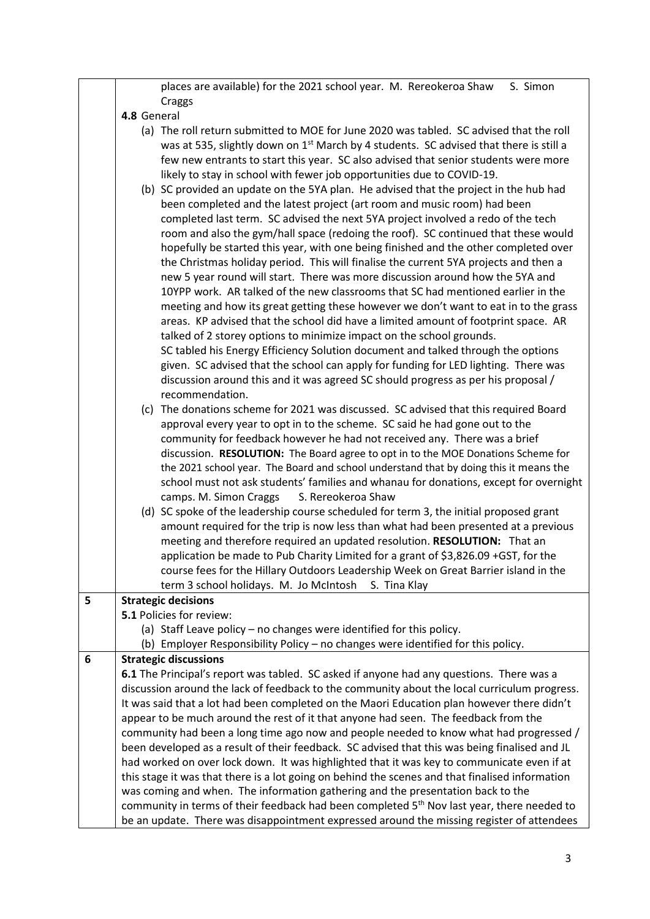| | |
|---|---|
| | places are available) for the 2021 school year. M. Rereokeroa Shaw S. Simon Craggs<br>**4.8** General<br>(a) The roll return submitted to MOE for June 2020 was tabled. SC advised that the roll was at 535, slightly down on 1st March by 4 students. SC advised that there is still a few new entrants to start this year. SC also advised that senior students were more likely to stay in school with fewer job opportunities due to COVID-19.<br>(b) SC provided an update on the 5YA plan. He advised that the project in the hub had been completed and the latest project (art room and music room) had been completed last term. SC advised the next 5YA project involved a redo of the tech room and also the gym/hall space (redoing the roof). SC continued that these would hopefully be started this year, with one being finished and the other completed over the Christmas holiday period. This will finalise the current 5YA projects and then a new 5 year round will start. There was more discussion around how the 5YA and 10YPP work. AR talked of the new classrooms that SC had mentioned earlier in the meeting and how its great getting these however we don't want to eat in to the grass areas. KP advised that the school did have a limited amount of footprint space. AR talked of 2 storey options to minimize impact on the school grounds.<br>SC tabled his Energy Efficiency Solution document and talked through the options given. SC advised that the school can apply for funding for LED lighting. There was discussion around this and it was agreed SC should progress as per his proposal / recommendation.<br>(c) The donations scheme for 2021 was discussed. SC advised that this required Board approval every year to opt in to the scheme. SC said he had gone out to the community for feedback however he had not received any. There was a brief discussion. **RESOLUTION:** The Board agree to opt in to the MOE Donations Scheme for the 2021 school year. The Board and school understand that by doing this it means the school must not ask students' families and whanau for donations, except for overnight camps. M. Simon Craggs S. Rereokeroa Shaw<br>(d) SC spoke of the leadership course scheduled for term 3, the initial proposed grant amount required for the trip is now less than what had been presented at a previous meeting and therefore required an updated resolution. **RESOLUTION:** That an application be made to Pub Charity Limited for a grant of $3,826.09 +GST, for the course fees for the Hillary Outdoors Leadership Week on Great Barrier island in the term 3 school holidays. M. Jo McIntosh S. Tina Klay |
| **5** | **Strategic decisions**<br>**5.1** Policies for review:<br>(a) Staff Leave policy – no changes were identified for this policy.<br>(b) Employer Responsibility Policy – no changes were identified for this policy. |
| **6** | **Strategic discussions**<br>**6.1** The Principal's report was tabled. SC asked if anyone had any questions. There was a discussion around the lack of feedback to the community about the local curriculum progress. It was said that a lot had been completed on the Maori Education plan however there didn't appear to be much around the rest of it that anyone had seen. The feedback from the community had been a long time ago now and people needed to know what had progressed / been developed as a result of their feedback. SC advised that this was being finalised and JL had worked on over lock down. It was highlighted that it was key to communicate even if at this stage it was that there is a lot going on behind the scenes and that finalised information was coming and when. The information gathering and the presentation back to the community in terms of their feedback had been completed 5th Nov last year, there needed to be an update. There was disappointment expressed around the missing register of attendees |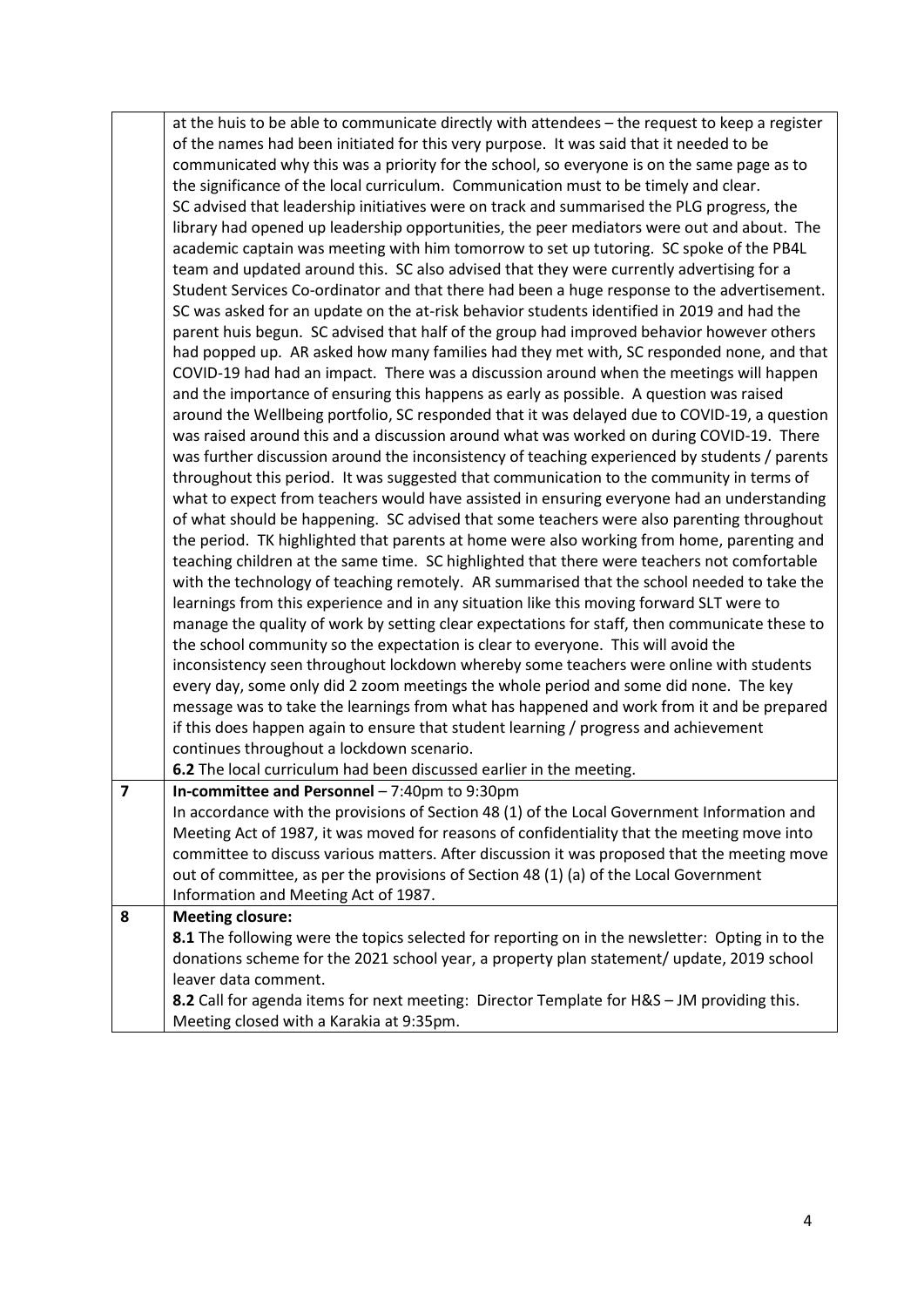| | |
|---|---|
| | at the huis to be able to communicate directly with attendees – the request to keep a register of the names had been initiated for this very purpose. It was said that it needed to be communicated why this was a priority for the school, so everyone is on the same page as to the significance of the local curriculum. Communication must to be timely and clear. SC advised that leadership initiatives were on track and summarised the PLG progress, the library had opened up leadership opportunities, the peer mediators were out and about. The academic captain was meeting with him tomorrow to set up tutoring. SC spoke of the PB4L team and updated around this. SC also advised that they were currently advertising for a Student Services Co-ordinator and that there had been a huge response to the advertisement. SC was asked for an update on the at-risk behavior students identified in 2019 and had the parent huis begun. SC advised that half of the group had improved behavior however others had popped up. AR asked how many families had they met with, SC responded none, and that COVID-19 had had an impact. There was a discussion around when the meetings will happen and the importance of ensuring this happens as early as possible. A question was raised around the Wellbeing portfolio, SC responded that it was delayed due to COVID-19, a question was raised around this and a discussion around what was worked on during COVID-19. There was further discussion around the inconsistency of teaching experienced by students / parents throughout this period. It was suggested that communication to the community in terms of what to expect from teachers would have assisted in ensuring everyone had an understanding of what should be happening. SC advised that some teachers were also parenting throughout the period. TK highlighted that parents at home were also working from home, parenting and teaching children at the same time. SC highlighted that there were teachers not comfortable with the technology of teaching remotely. AR summarised that the school needed to take the learnings from this experience and in any situation like this moving forward SLT were to manage the quality of work by setting clear expectations for staff, then communicate these to the school community so the expectation is clear to everyone. This will avoid the inconsistency seen throughout lockdown whereby some teachers were online with students every day, some only did 2 zoom meetings the whole period and some did none. The key message was to take the learnings from what has happened and work from it and be prepared if this does happen again to ensure that student learning / progress and achievement continues throughout a lockdown scenario.<br>**6.2** The local curriculum had been discussed earlier in the meeting. |
| **7** | **In-committee and Personnel** – 7:40pm to 9:30pm<br>In accordance with the provisions of Section 48 (1) of the Local Government Information and Meeting Act of 1987, it was moved for reasons of confidentiality that the meeting move into committee to discuss various matters. After discussion it was proposed that the meeting move out of committee, as per the provisions of Section 48 (1) (a) of the Local Government Information and Meeting Act of 1987. |
| **8** | **Meeting closure:**<br>**8.1** The following were the topics selected for reporting on in the newsletter: Opting in to the donations scheme for the 2021 school year, a property plan statement/ update, 2019 school leaver data comment.<br>**8.2** Call for agenda items for next meeting: Director Template for H&S – JM providing this.<br>Meeting closed with a Karakia at 9:35pm. |